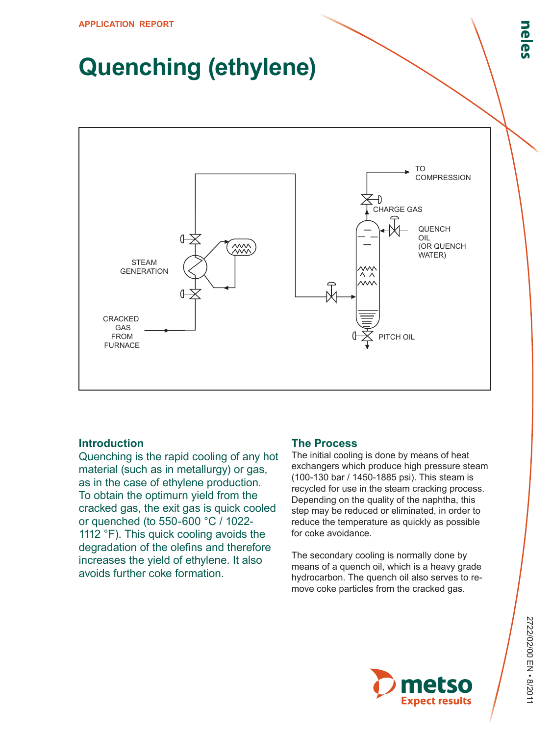APPLICATION REPORT

# Quenching (ethylene)

TO COMPRESSION

CHARGE GAS

QUENCH OIL (OR QUENCH WATER)

STEAM GENERATION

CRACKED GAS FROM FURNACE

PITCH OIL

## Introduction

Quenching is the rapid cooling of any hot material (such as in metallurgy) or gas, as in the case of ethylene production. To obtain the optimurn yield from the cracked gas, the exit gas is quick cooled or quenched (to 550-600 °C / 1022-1112 °F). This quick cooling avoids the degradation of the olefins and therefore increases the yield of ethylene. It also avoids further coke formation.

## The Process

The initial cooling is done by means of heat exchangers which produce high pressure steam (100-130 bar / 1450-1885 psi). This steam is recycled for use in the steam cracking process. Depending on the quality of the naphtha, this step may be reduced or eliminated, in order to reduce the temperature as quickly as possible for coke avoidance.

The secondary cooling is normally done by means of a quench oil, which is a heavy grade hydrocarbon. The quench oil also serves to remove coke particles from the cracked gas.

2722/02/00 EN • 8/2011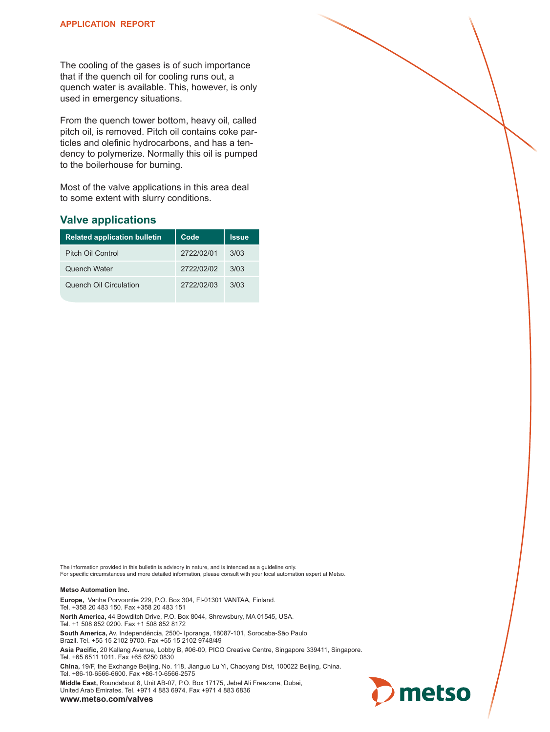The cooling of the gases is of such importance that if the quench oil for cooling runs out, a quench water is available. This, however, is only used in emergency situations.

From the quench tower bottom, heavy oil, called pitch oil, is removed. Pitch oil contains coke particles and olefinic hydrocarbons, and has a tendency to polymerize. Normally this oil is pumped to the boilerhouse for burning.

Most of the valve applications in this area deal to some extent with slurry conditions.

## Valve applications

| Related application bulletin | Code | Issue |
|---|---|---|
| Pitch Oil Control | 2722/02/01 | 3/03 |
| Quench Water | 2722/02/02 | 3/03 |
| Quench Oil Circulation | 2722/02/03 | 3/03 |

The information provided in this bulletin is advisory in nature, and is intended as a guideline only.
For specific circumstances and more detailed information, please consult with your local automation expert at Metso.

**Metso Automation Inc.**

**Europe,** Vanha Porvoontie 229, P.O. Box 304, FI-01301 VANTAA, Finland.
Tel. +358 20 483 150. Fax +358 20 483 151

**North America,** 44 Bowditch Drive, P.O. Box 8044, Shrewsbury, MA 01545, USA.
Tel. +1 508 852 0200. Fax +1 508 852 8172

**South America,** Av. Independência, 2500- Iporanga, 18087-101, Sorocaba-São Paulo
Brazil. Tel. +55 15 2102 9700. Fax +55 15 2102 9748/49

**Asia Pacific,** 20 Kallang Avenue, Lobby B, #06-00, PICO Creative Centre, Singapore 339411, Singapore.
Tel. +65 6511 1011. Fax +65 6250 0830

**China,** 19/F, the Exchange Beijing, No. 118, Jianguo Lu Yi, Chaoyang Dist, 100022 Beijing, China.
Tel. +86-10-6566-6600. Fax +86-10-6566-2575

**Middle East,** Roundabout 8, Unit AB-07, P.O. Box 17175, Jebel Ali Freezone, Dubai,
United Arab Emirates. Tel. +971 4 883 6974. Fax +971 4 883 6836

**www.metso.com/valves**

metso